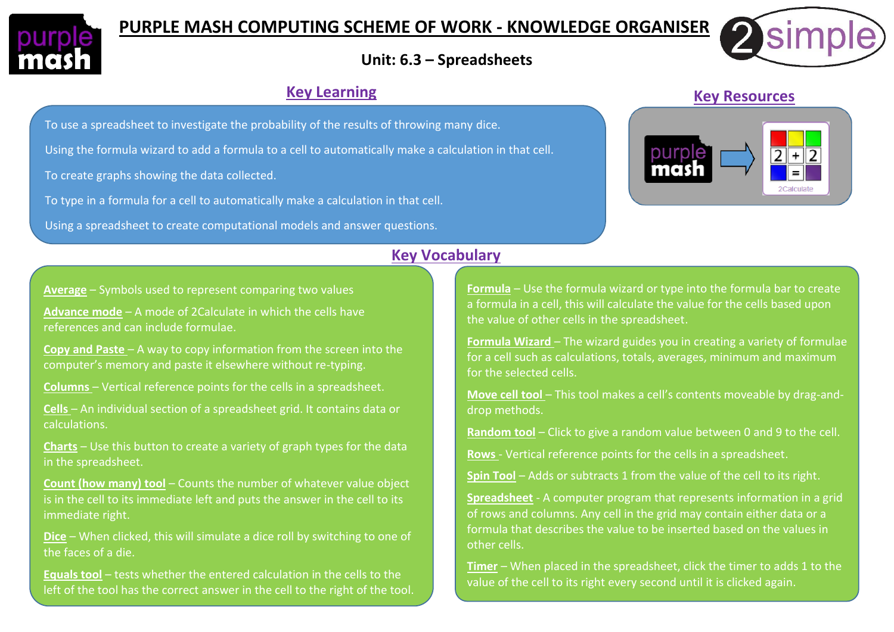# PURPLE MASH COMPUTING SCHEME OF WORK - KNOWLEDGE ORGANISER

## Unit: 6.3 – Spreadsheets

## Key Learning

To use a spreadsheet to investigate the probability of the results of throwing many dice.

Using the formula wizard to add a formula to a cell to automatically make a calculation in that cell.

To create graphs showing the data collected.

To type in a formula for a cell to automatically make a calculation in that cell.

Using a spreadsheet to create computational models and answer questions.

## Key Resources

purple mash → 2Calculate

## Key Vocabulary

**Average** – Symbols used to represent comparing two values

**Advance mode** – A mode of 2Calculate in which the cells have references and can include formulae.

**Copy and Paste** – A way to copy information from the screen into the computer's memory and paste it elsewhere without re-typing.

**Columns** – Vertical reference points for the cells in a spreadsheet.

**Cells** – An individual section of a spreadsheet grid. It contains data or calculations.

**Charts** – Use this button to create a variety of graph types for the data in the spreadsheet.

**Count (how many) tool** – Counts the number of whatever value object is in the cell to its immediate left and puts the answer in the cell to its immediate right.

**Dice** – When clicked, this will simulate a dice roll by switching to one of the faces of a die.

**Equals tool** – tests whether the entered calculation in the cells to the left of the tool has the correct answer in the cell to the right of the tool.

**Formula** – Use the formula wizard or type into the formula bar to create a formula in a cell, this will calculate the value for the cells based upon the value of other cells in the spreadsheet.

**Formula Wizard** – The wizard guides you in creating a variety of formulae for a cell such as calculations, totals, averages, minimum and maximum for the selected cells.

**Move cell tool** – This tool makes a cell's contents moveable by drag-and-drop methods.

**Random tool** – Click to give a random value between 0 and 9 to the cell.

**Rows** - Vertical reference points for the cells in a spreadsheet.

**Spin Tool** – Adds or subtracts 1 from the value of the cell to its right.

**Spreadsheet** - A computer program that represents information in a grid of rows and columns. Any cell in the grid may contain either data or a formula that describes the value to be inserted based on the values in other cells.

**Timer** – When placed in the spreadsheet, click the timer to adds 1 to the value of the cell to its right every second until it is clicked again.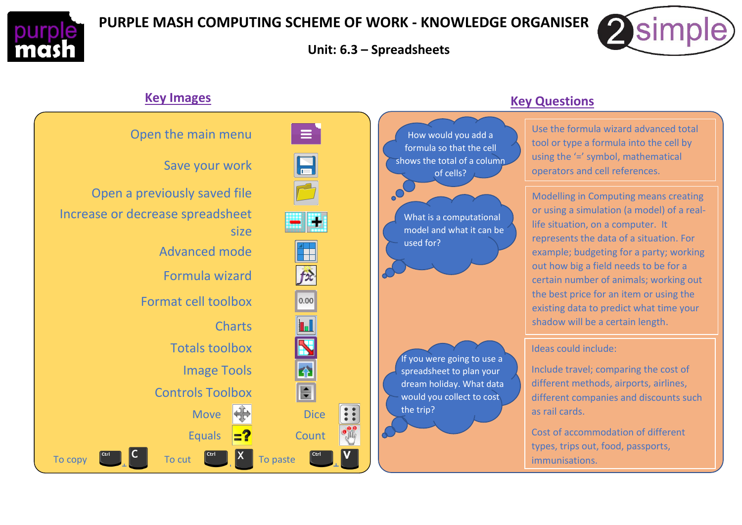# PURPLE MASH COMPUTING SCHEME OF WORK - KNOWLEDGE ORGANISER

## Unit: 6.3 – Spreadsheets

## Key Images

- Open the main menu
- Save your work
- Open a previously saved file
- Increase or decrease spreadsheet size
- Advanced mode
- Formula wizard
- Format cell toolbox
- Charts
- Totals toolbox
- Image Tools
- Controls Toolbox
- Move
- Dice
- Equals
- Count
- To copy Ctrl C
- To cut Ctrl X
- To paste Ctrl V

## Key Questions

**How would you add a formula so that the cell shows the total of a column of cells?**

Use the formula wizard advanced total tool or type a formula into the cell by using the '=' symbol, mathematical operators and cell references.

**What is a computational model and what it can be used for?**

Modelling in Computing means creating or using a simulation (a model) of a real-life situation, on a computer. It represents the data of a situation. For example; budgeting for a party; working out how big a field needs to be for a certain number of animals; working out the best price for an item or using the existing data to predict what time your shadow will be a certain length.

**If you were going to use a spreadsheet to plan your dream holiday. What data would you collect to cost the trip?**

Ideas could include:

Include travel; comparing the cost of different methods, airports, airlines, different companies and discounts such as rail cards.

Cost of accommodation of different types, trips out, food, passports, immunisations.